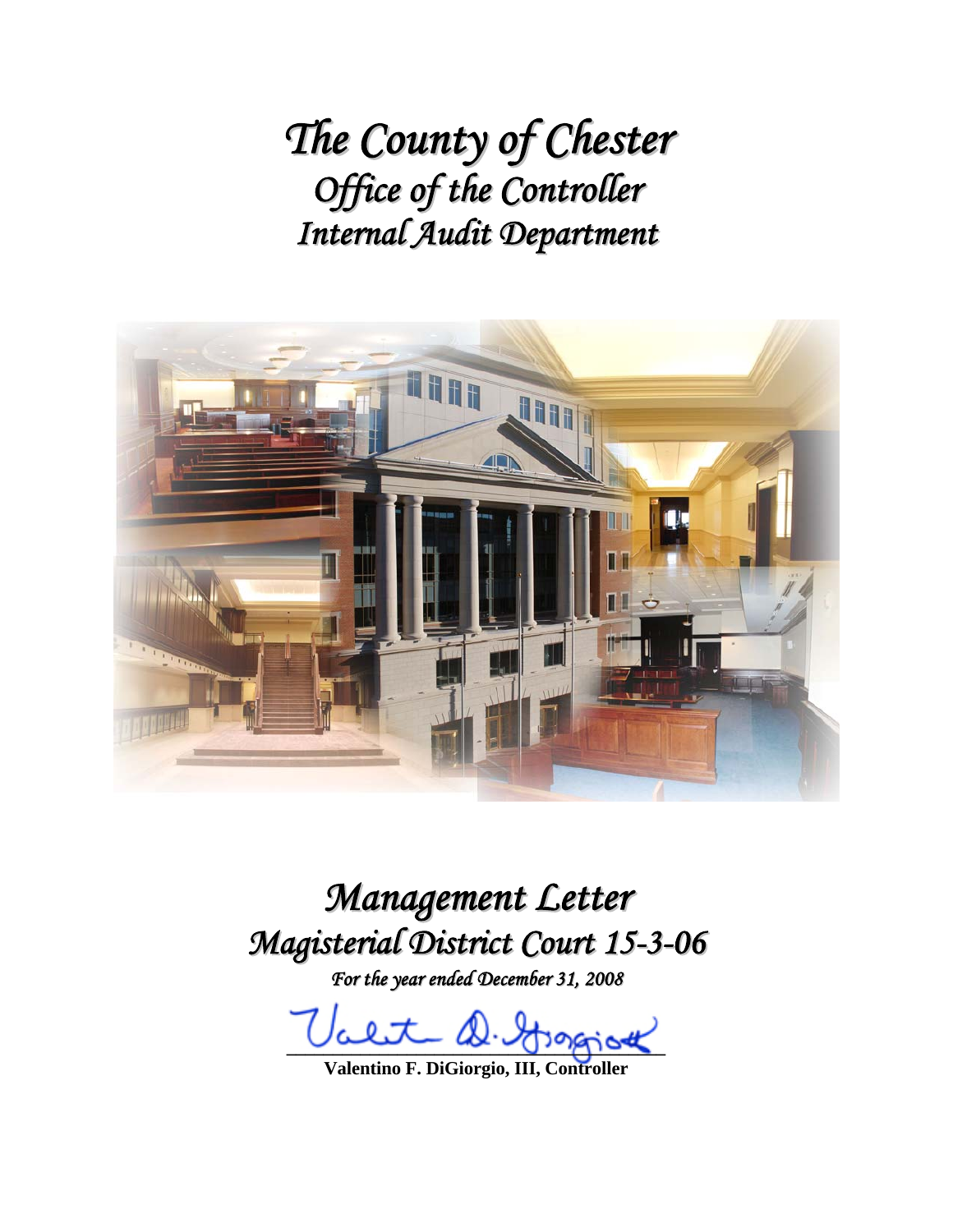# *The County of Chester*
## *Office of the Controller*
## *Internal Audit Department*

# *Management Letter*
## *Magisterial District Court 15-3-06*

*For the year ended December 31, 2008*

**Valentino F. DiGiorgio, III, Controller**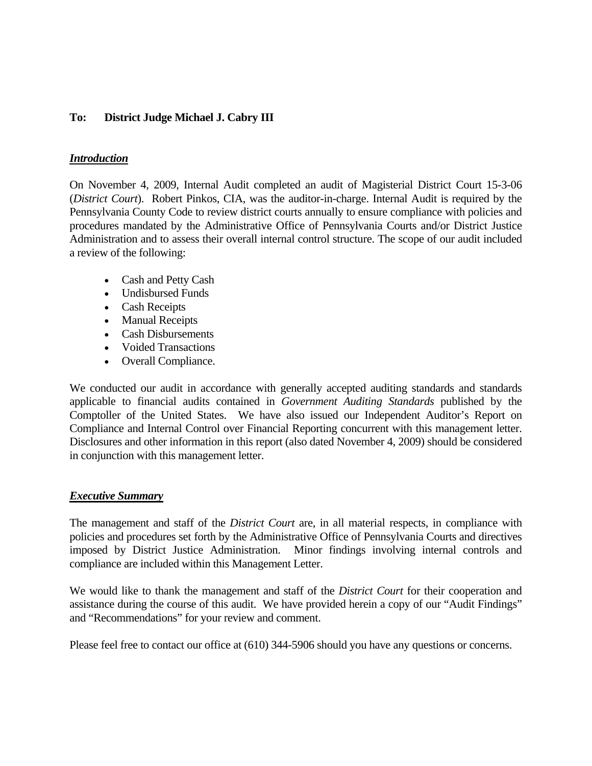**To: District Judge Michael J. Cabry III**

***Introduction***

On November 4, 2009, Internal Audit completed an audit of Magisterial District Court 15-3-06 (*District Court*). Robert Pinkos, CIA, was the auditor-in-charge. Internal Audit is required by the Pennsylvania County Code to review district courts annually to ensure compliance with policies and procedures mandated by the Administrative Office of Pennsylvania Courts and/or District Justice Administration and to assess their overall internal control structure. The scope of our audit included a review of the following:

- Cash and Petty Cash
- Undisbursed Funds
- Cash Receipts
- Manual Receipts
- Cash Disbursements
- Voided Transactions
- Overall Compliance.

We conducted our audit in accordance with generally accepted auditing standards and standards applicable to financial audits contained in *Government Auditing Standards* published by the Comptoller of the United States. We have also issued our Independent Auditor's Report on Compliance and Internal Control over Financial Reporting concurrent with this management letter. Disclosures and other information in this report (also dated November 4, 2009) should be considered in conjunction with this management letter.

***Executive Summary***

The management and staff of the *District Court* are, in all material respects, in compliance with policies and procedures set forth by the Administrative Office of Pennsylvania Courts and directives imposed by District Justice Administration. Minor findings involving internal controls and compliance are included within this Management Letter.

We would like to thank the management and staff of the *District Court* for their cooperation and assistance during the course of this audit. We have provided herein a copy of our "Audit Findings" and "Recommendations" for your review and comment.

Please feel free to contact our office at (610) 344-5906 should you have any questions or concerns.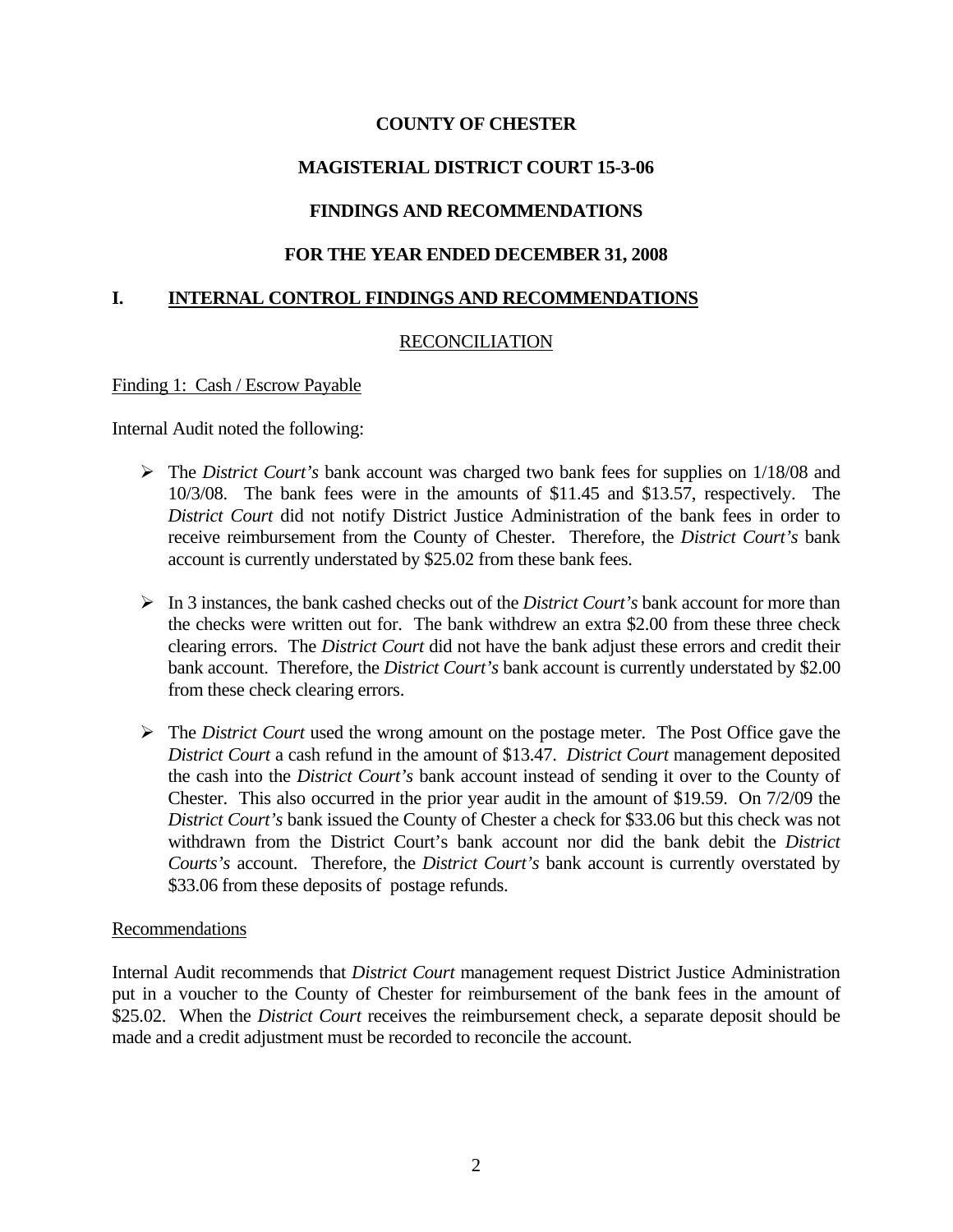**COUNTY OF CHESTER**

**MAGISTERIAL DISTRICT COURT 15-3-06**

**FINDINGS AND RECOMMENDATIONS**

**FOR THE YEAR ENDED DECEMBER 31, 2008**

## I. INTERNAL CONTROL FINDINGS AND RECOMMENDATIONS

### RECONCILIATION

Finding 1: Cash / Escrow Payable

Internal Audit noted the following:

- The *District Court's* bank account was charged two bank fees for supplies on 1/18/08 and 10/3/08. The bank fees were in the amounts of $11.45 and $13.57, respectively. The *District Court* did not notify District Justice Administration of the bank fees in order to receive reimbursement from the County of Chester. Therefore, the *District Court's* bank account is currently understated by $25.02 from these bank fees.
- In 3 instances, the bank cashed checks out of the *District Court's* bank account for more than the checks were written out for. The bank withdrew an extra $2.00 from these three check clearing errors. The *District Court* did not have the bank adjust these errors and credit their bank account. Therefore, the *District Court's* bank account is currently understated by $2.00 from these check clearing errors.
- The *District Court* used the wrong amount on the postage meter. The Post Office gave the *District Court* a cash refund in the amount of $13.47. *District Court* management deposited the cash into the *District Court's* bank account instead of sending it over to the County of Chester. This also occurred in the prior year audit in the amount of $19.59. On 7/2/09 the *District Court's* bank issued the County of Chester a check for $33.06 but this check was not withdrawn from the District Court's bank account nor did the bank debit the *District Courts's* account. Therefore, the *District Court's* bank account is currently overstated by $33.06 from these deposits of postage refunds.

Recommendations

Internal Audit recommends that *District Court* management request District Justice Administration put in a voucher to the County of Chester for reimbursement of the bank fees in the amount of $25.02. When the *District Court* receives the reimbursement check, a separate deposit should be made and a credit adjustment must be recorded to reconcile the account.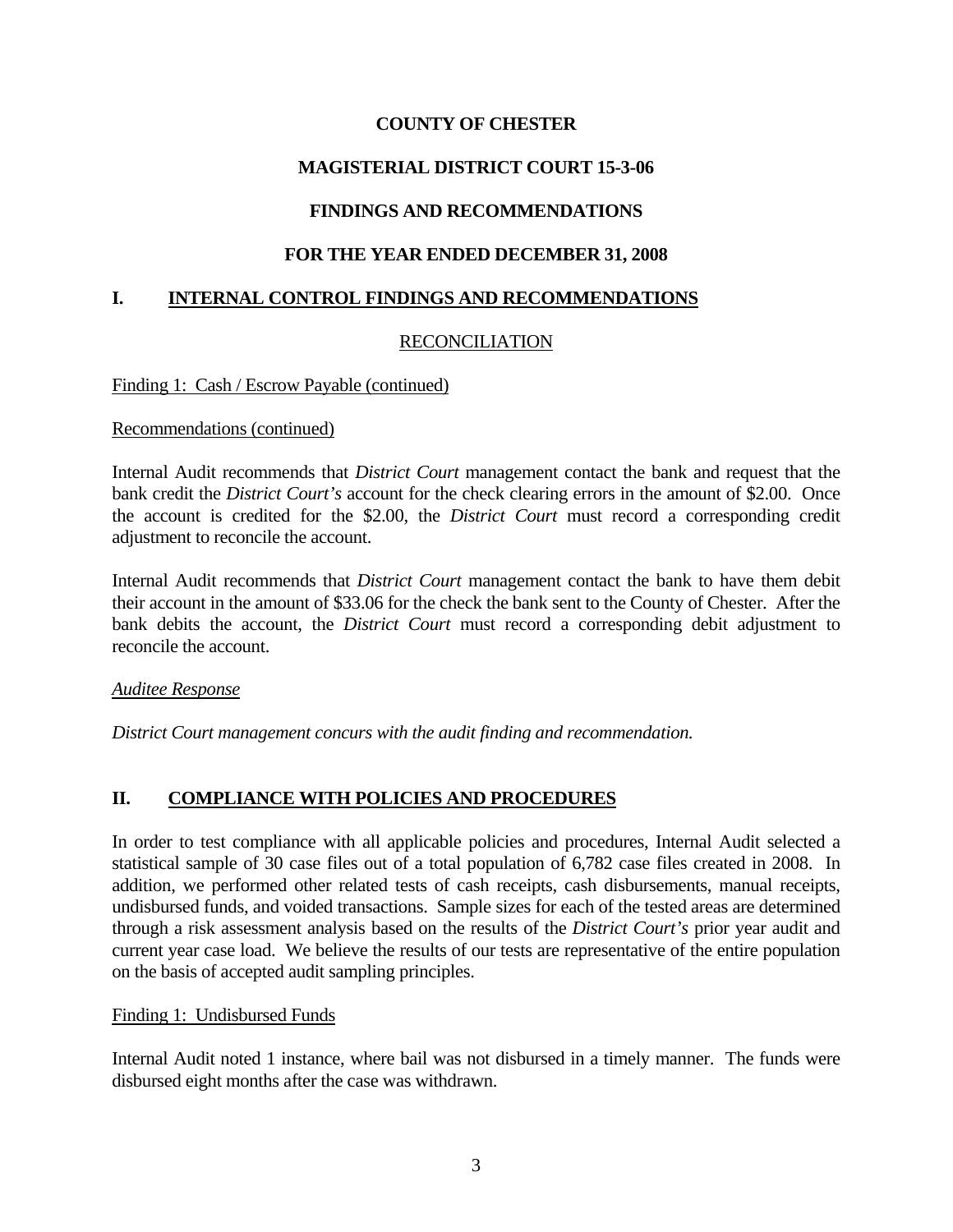**COUNTY OF CHESTER**

**MAGISTERIAL DISTRICT COURT 15-3-06**

**FINDINGS AND RECOMMENDATIONS**

**FOR THE YEAR ENDED DECEMBER 31, 2008**

## I. INTERNAL CONTROL FINDINGS AND RECOMMENDATIONS

RECONCILIATION

Finding 1: Cash / Escrow Payable (continued)

Recommendations (continued)

Internal Audit recommends that *District Court* management contact the bank and request that the bank credit the *District Court's* account for the check clearing errors in the amount of $2.00. Once the account is credited for the $2.00, the *District Court* must record a corresponding credit adjustment to reconcile the account.

Internal Audit recommends that *District Court* management contact the bank to have them debit their account in the amount of $33.06 for the check the bank sent to the County of Chester. After the bank debits the account, the *District Court* must record a corresponding debit adjustment to reconcile the account.

*Auditee Response*

*District Court management concurs with the audit finding and recommendation.*

## II. COMPLIANCE WITH POLICIES AND PROCEDURES

In order to test compliance with all applicable policies and procedures, Internal Audit selected a statistical sample of 30 case files out of a total population of 6,782 case files created in 2008. In addition, we performed other related tests of cash receipts, cash disbursements, manual receipts, undisbursed funds, and voided transactions. Sample sizes for each of the tested areas are determined through a risk assessment analysis based on the results of the *District Court's* prior year audit and current year case load. We believe the results of our tests are representative of the entire population on the basis of accepted audit sampling principles.

Finding 1: Undisbursed Funds

Internal Audit noted 1 instance, where bail was not disbursed in a timely manner. The funds were disbursed eight months after the case was withdrawn.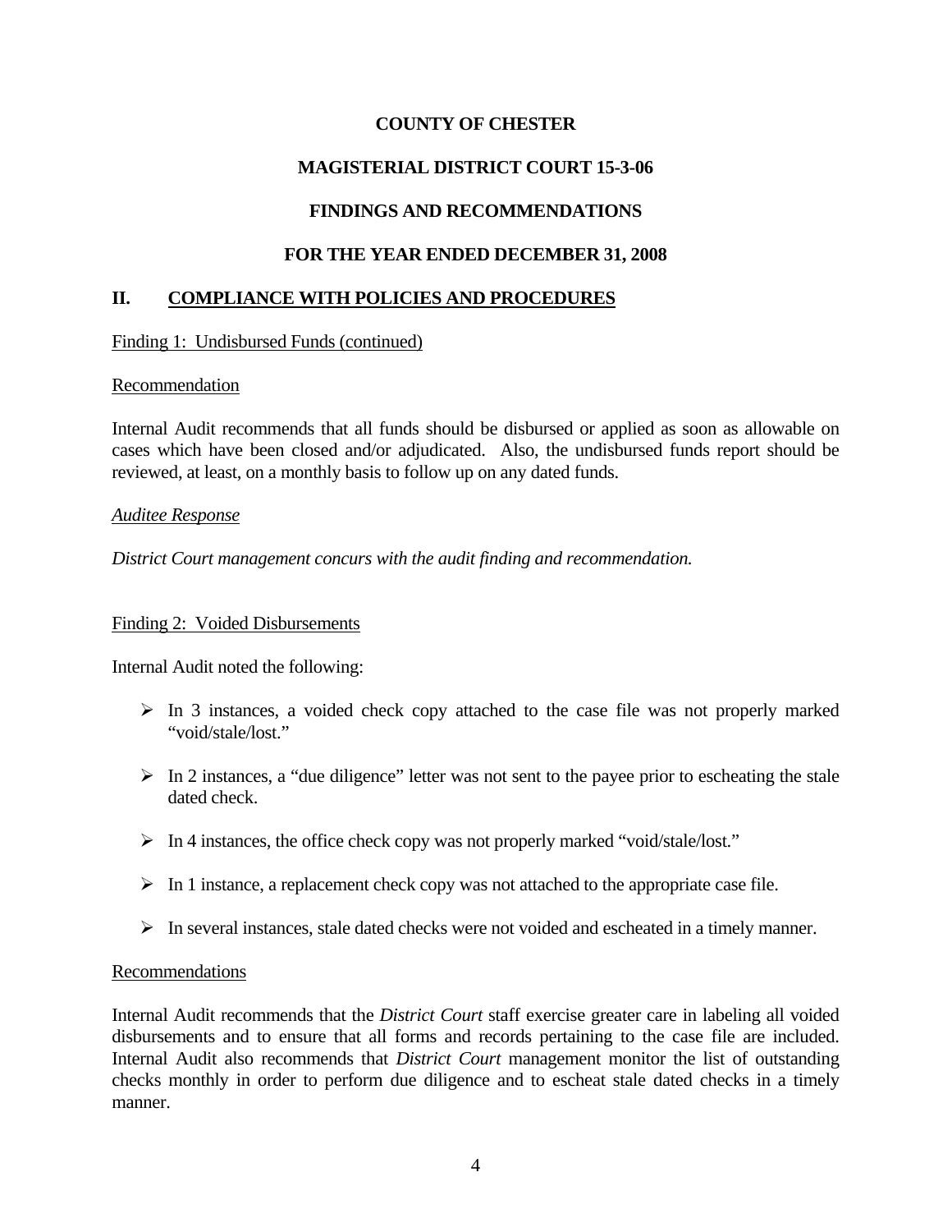**COUNTY OF CHESTER**

**MAGISTERIAL DISTRICT COURT 15-3-06**

**FINDINGS AND RECOMMENDATIONS**

**FOR THE YEAR ENDED DECEMBER 31, 2008**

## II. COMPLIANCE WITH POLICIES AND PROCEDURES

Finding 1: Undisbursed Funds (continued)

Recommendation

Internal Audit recommends that all funds should be disbursed or applied as soon as allowable on cases which have been closed and/or adjudicated. Also, the undisbursed funds report should be reviewed, at least, on a monthly basis to follow up on any dated funds.

*Auditee Response*

*District Court management concurs with the audit finding and recommendation.*

Finding 2: Voided Disbursements

Internal Audit noted the following:

- In 3 instances, a voided check copy attached to the case file was not properly marked "void/stale/lost."
- In 2 instances, a "due diligence" letter was not sent to the payee prior to escheating the stale dated check.
- In 4 instances, the office check copy was not properly marked "void/stale/lost."
- In 1 instance, a replacement check copy was not attached to the appropriate case file.
- In several instances, stale dated checks were not voided and escheated in a timely manner.

Recommendations

Internal Audit recommends that the *District Court* staff exercise greater care in labeling all voided disbursements and to ensure that all forms and records pertaining to the case file are included. Internal Audit also recommends that *District Court* management monitor the list of outstanding checks monthly in order to perform due diligence and to escheat stale dated checks in a timely manner.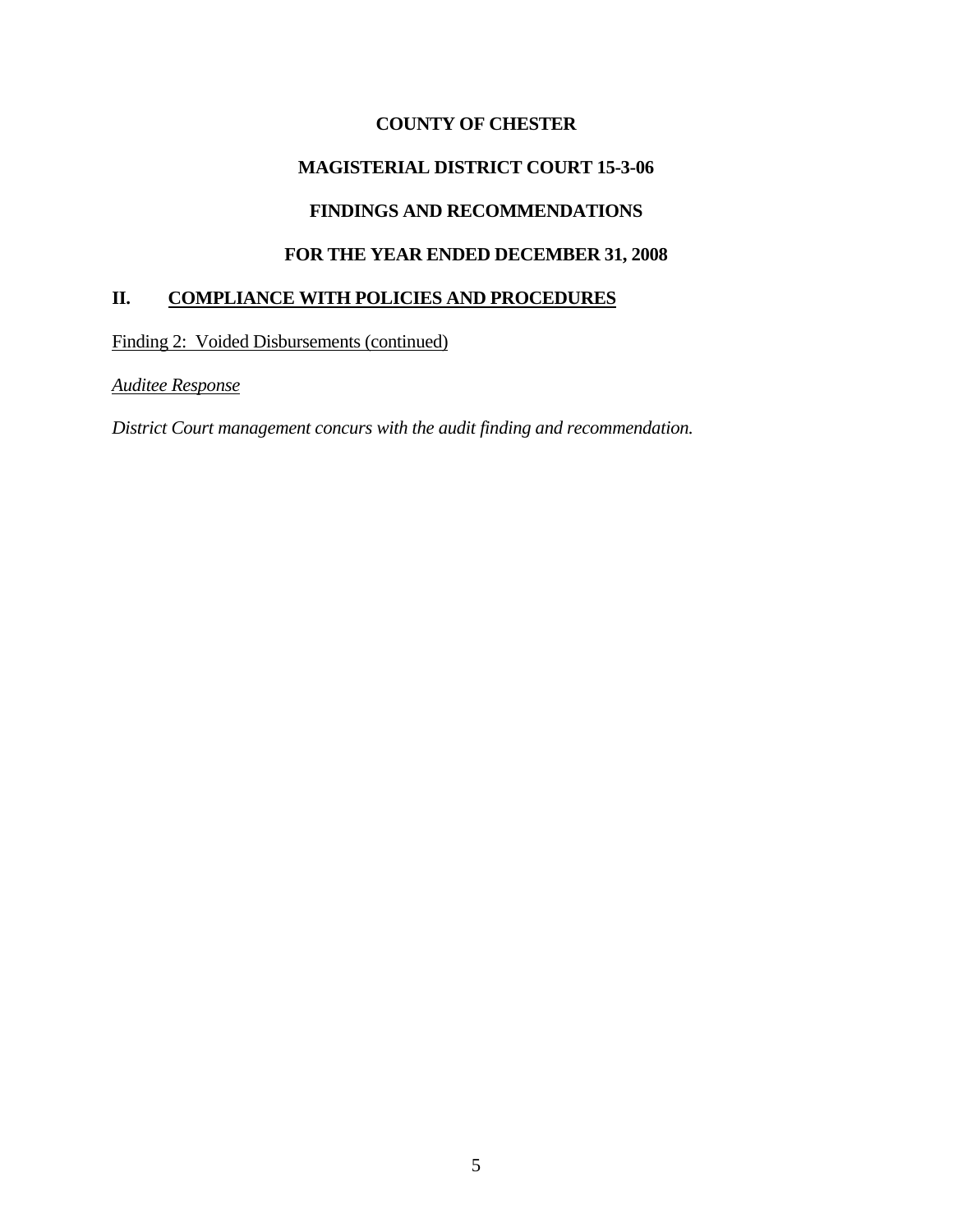**COUNTY OF CHESTER**

**MAGISTERIAL DISTRICT COURT 15-3-06**

**FINDINGS AND RECOMMENDATIONS**

**FOR THE YEAR ENDED DECEMBER 31, 2008**

## II. COMPLIANCE WITH POLICIES AND PROCEDURES

Finding 2: Voided Disbursements (continued)

*Auditee Response*

*District Court management concurs with the audit finding and recommendation.*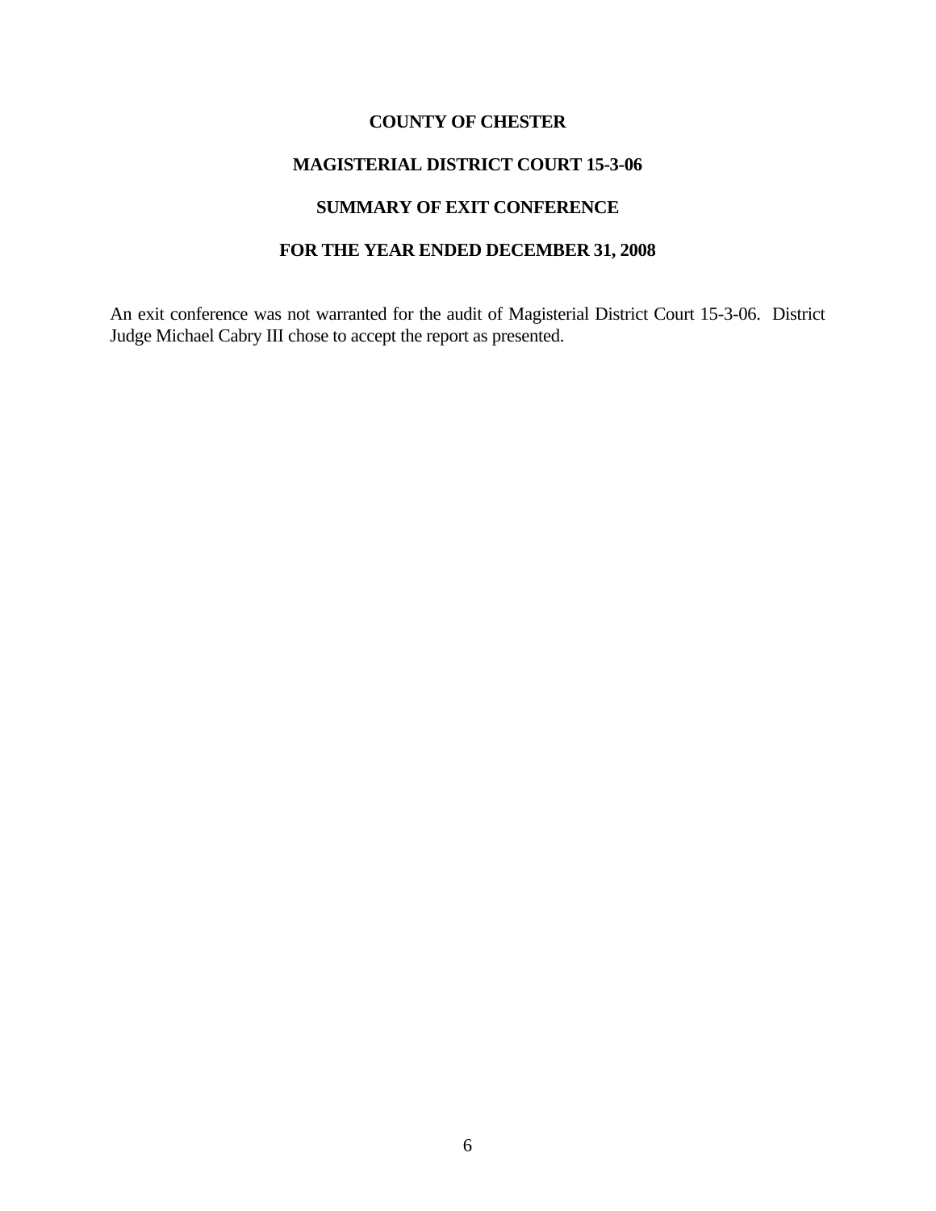**COUNTY OF CHESTER**

**MAGISTERIAL DISTRICT COURT 15-3-06**

**SUMMARY OF EXIT CONFERENCE**

**FOR THE YEAR ENDED DECEMBER 31, 2008**

An exit conference was not warranted for the audit of Magisterial District Court 15-3-06. District Judge Michael Cabry III chose to accept the report as presented.